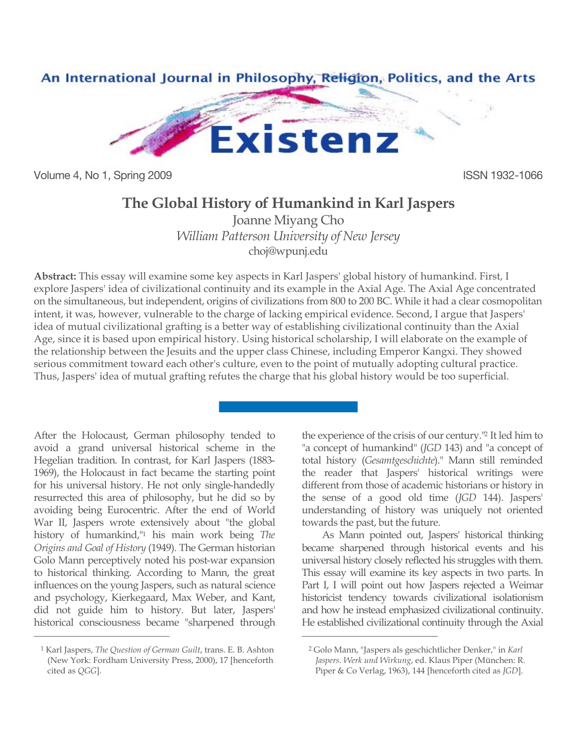# The Global History of Humankind in Karl Jaspers

Joanne Miyang Cho
*William Patterson University of New Jersey*
choj@wpunj.edu

**Abstract:** This essay will examine some key aspects in Karl Jaspers' global history of humankind. First, I explore Jaspers' idea of civilizational continuity and its example in the Axial Age. The Axial Age concentrated on the simultaneous, but independent, origins of civilizations from 800 to 200 BC. While it had a clear cosmopolitan intent, it was, however, vulnerable to the charge of lacking empirical evidence. Second, I argue that Jaspers' idea of mutual civilizational grafting is a better way of establishing civilizational continuity than the Axial Age, since it is based upon empirical history. Using historical scholarship, I will elaborate on the example of the relationship between the Jesuits and the upper class Chinese, including Emperor Kangxi. They showed serious commitment toward each other's culture, even to the point of mutually adopting cultural practice. Thus, Jaspers' idea of mutual grafting refutes the charge that his global history would be too superficial.

After the Holocaust, German philosophy tended to avoid a grand universal historical scheme in the Hegelian tradition. In contrast, for Karl Jaspers (1883-1969), the Holocaust in fact became the starting point for his universal history. He not only single-handedly resurrected this area of philosophy, but he did so by avoiding being Eurocentric. After the end of World War II, Jaspers wrote extensively about "the global history of humankind,"[1] his main work being *The Origins and Goal of History* (1949). The German historian Golo Mann perceptively noted his post-war expansion to historical thinking. According to Mann, the great influences on the young Jaspers, such as natural science and psychology, Kierkegaard, Max Weber, and Kant, did not guide him to history. But later, Jaspers' historical consciousness became "sharpened through the experience of the crisis of our century."[2] It led him to "a concept of humankind" (*JGD* 143) and "a concept of total history (*Gesamtgeschichte*)." Mann still reminded the reader that Jaspers' historical writings were different from those of academic historians or history in the sense of a good old time (*JGD* 144). Jaspers' understanding of history was uniquely not oriented towards the past, but the future.

As Mann pointed out, Jaspers' historical thinking became sharpened through historical events and his universal history closely reflected his struggles with them. This essay will examine its key aspects in two parts. In Part I, I will point out how Jaspers rejected a Weimar historicist tendency towards civilizational isolationism and how he instead emphasized civilizational continuity. He established civilizational continuity through the Axial

---

[1] Karl Jaspers, *The Question of German Guilt*, trans. E. B. Ashton (New York: Fordham University Press, 2000), 17 [henceforth cited as *QGG*].

[2] Golo Mann, "Jaspers als geschichtlicher Denker," in *Karl Jaspers. Werk und Wirkung*, ed. Klaus Piper (München: R. Piper & Co Verlag, 1963), 144 [henceforth cited as *JGD*].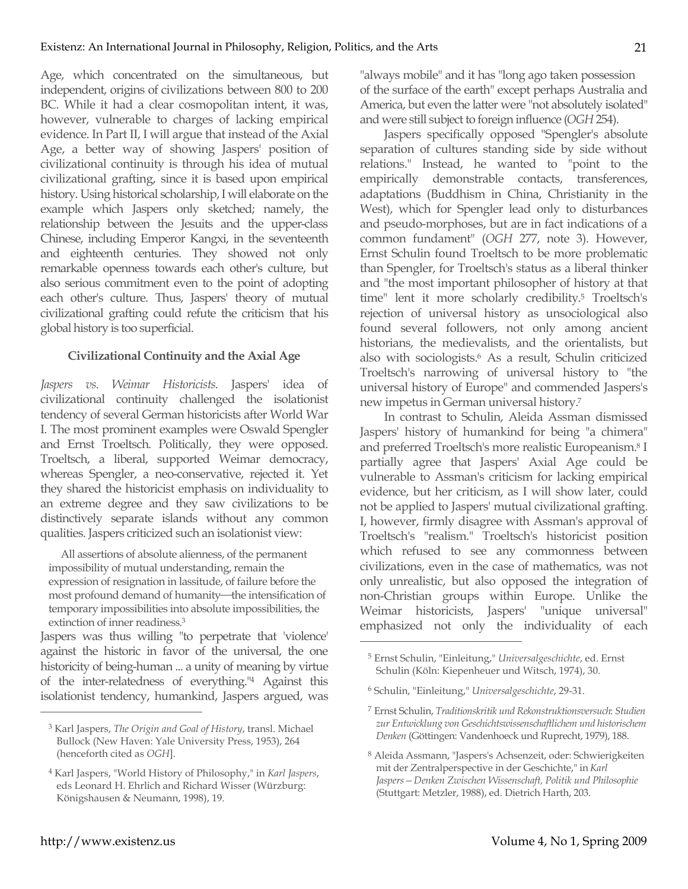Age, which concentrated on the simultaneous, but independent, origins of civilizations between 800 to 200 BC. While it had a clear cosmopolitan intent, it was, however, vulnerable to charges of lacking empirical evidence. In Part II, I will argue that instead of the Axial Age, a better way of showing Jaspers' position of civilizational continuity is through his idea of mutual civilizational grafting, since it is based upon empirical history. Using historical scholarship, I will elaborate on the example which Jaspers only sketched; namely, the relationship between the Jesuits and the upper-class Chinese, including Emperor Kangxi, in the seventeenth and eighteenth centuries. They showed not only remarkable openness towards each other's culture, but also serious commitment even to the point of adopting each other's culture. Thus, Jaspers' theory of mutual civilizational grafting could refute the criticism that his global history is too superficial.

### Civilizational Continuity and the Axial Age

*Jaspers vs. Weimar Historicists.* Jaspers' idea of civilizational continuity challenged the isolationist tendency of several German historicists after World War I. The most prominent examples were Oswald Spengler and Ernst Troeltsch. Politically, they were opposed. Troeltsch, a liberal, supported Weimar democracy, whereas Spengler, a neo-conservative, rejected it. Yet they shared the historicist emphasis on individuality to an extreme degree and they saw civilizations to be distinctively separate islands without any common qualities. Jaspers criticized such an isolationist view:

> All assertions of absolute alienness, of the permanent impossibility of mutual understanding, remain the expression of resignation in lassitude, of failure before the most profound demand of humanity—the intensification of temporary impossibilities into absolute impossibilities, the extinction of inner readiness.[3]

Jaspers was thus willing "to perpetrate that 'violence' against the historic in favor of the universal, the one historicity of being-human ... a unity of meaning by virtue of the inter-relatedness of everything."[4] Against this isolationist tendency, humankind, Jaspers argued, was "always mobile" and it has "long ago taken possession of the surface of the earth" except perhaps Australia and America, but even the latter were "not absolutely isolated" and were still subject to foreign influence (*OGH* 254).

Jaspers specifically opposed "Spengler's absolute separation of cultures standing side by side without relations." Instead, he wanted to "point to the empirically demonstrable contacts, transferences, adaptations (Buddhism in China, Christianity in the West), which for Spengler lead only to disturbances and pseudo-morphoses, but are in fact indications of a common fundament" (*OGH* 277, note 3). However, Ernst Schulin found Troeltsch to be more problematic than Spengler, for Troeltsch's status as a liberal thinker and "the most important philosopher of history at that time" lent it more scholarly credibility.[5] Troeltsch's rejection of universal history as unsociological also found several followers, not only among ancient historians, the medievalists, and the orientalists, but also with sociologists.[6] As a result, Schulin criticized Troeltsch's narrowing of universal history to "the universal history of Europe" and commended Jaspers's new impetus in German universal history.[7]

In contrast to Schulin, Aleida Assman dismissed Jaspers' history of humankind for being "a chimera" and preferred Troeltsch's more realistic Europeanism.[8] I partially agree that Jaspers' Axial Age could be vulnerable to Assman's criticism for lacking empirical evidence, but her criticism, as I will show later, could not be applied to Jaspers' mutual civilizational grafting. I, however, firmly disagree with Assman's approval of Troeltsch's "realism." Troeltsch's historicist position which refused to see any commonness between civilizations, even in the case of mathematics, was not only unrealistic, but also opposed the integration of non-Christian groups within Europe. Unlike the Weimar historicists, Jaspers' "unique universal" emphasized not only the individuality of each

---

[3] Karl Jaspers, *The Origin and Goal of History*, transl. Michael Bullock (New Haven: Yale University Press, 1953), 264 (henceforth cited as *OGH*].

[4] Karl Jaspers, "World History of Philosophy," in *Karl Jaspers*, eds Leonard H. Ehrlich and Richard Wisser (Würzburg: Königshausen & Neumann, 1998), 19.

[5] Ernst Schulin, "Einleitung," *Universalgeschichte*, ed. Ernst Schulin (Köln: Kiepenheuer und Witsch, 1974), 30.

[6] Schulin, "Einleitung," *Universalgeschichte*, 29-31.

[7] Ernst Schulin, *Traditionskritik und Rekonstruktionsversuch: Studien zur Entwicklung von Geschichtswissenschaftlichem und historischem Denken* (Göttingen: Vandenhoeck und Ruprecht, 1979), 188.

[8] Aleida Assmann, "Jaspers's Achsenzeit, oder: Schwierigkeiten mit der Zentralperspective in der Geschichte," in *Karl Jaspers—Denken Zwischen Wissenschaft, Politik und Philosophie* (Stuttgart: Metzler, 1988), ed. Dietrich Harth, 203.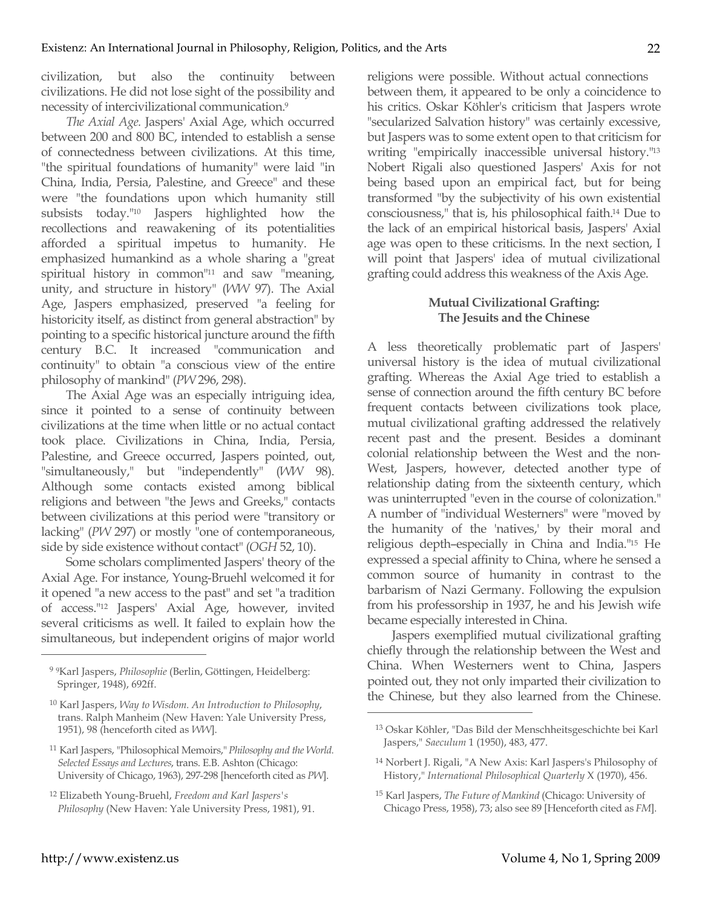civilization, but also the continuity between civilizations. He did not lose sight of the possibility and necessity of intercivilizational communication.[9]

*The Axial Age.* Jaspers' Axial Age, which occurred between 200 and 800 BC, intended to establish a sense of connectedness between civilizations. At this time, "the spiritual foundations of humanity" were laid "in China, India, Persia, Palestine, and Greece" and these were "the foundations upon which humanity still subsists today."[10] Jaspers highlighted how the recollections and reawakening of its potentialities afforded a spiritual impetus to humanity. He emphasized humankind as a whole sharing a "great spiritual history in common"[11] and saw "meaning, unity, and structure in history" (*WW* 97). The Axial Age, Jaspers emphasized, preserved "a feeling for historicity itself, as distinct from general abstraction" by pointing to a specific historical juncture around the fifth century B.C. It increased "communication and continuity" to obtain "a conscious view of the entire philosophy of mankind" (*PW* 296, 298).

The Axial Age was an especially intriguing idea, since it pointed to a sense of continuity between civilizations at the time when little or no actual contact took place. Civilizations in China, India, Persia, Palestine, and Greece occurred, Jaspers pointed, out, "simultaneously," but "independently" (*WW* 98). Although some contacts existed among biblical religions and between "the Jews and Greeks," contacts between civilizations at this period were "transitory or lacking" (*PW* 297) or mostly "one of contemporaneous, side by side existence without contact" (*OGH* 52, 10).

Some scholars complimented Jaspers' theory of the Axial Age. For instance, Young-Bruehl welcomed it for it opened "a new access to the past" and set "a tradition of access."[12] Jaspers' Axial Age, however, invited several criticisms as well. It failed to explain how the simultaneous, but independent origins of major world religions were possible. Without actual connections between them, it appeared to be only a coincidence to his critics. Oskar Köhler's criticism that Jaspers wrote "secularized Salvation history" was certainly excessive, but Jaspers was to some extent open to that criticism for writing "empirically inaccessible universal history."[13] Nobert Rigali also questioned Jaspers' Axis for not being based upon an empirical fact, but for being transformed "by the subjectivity of his own existential consciousness," that is, his philosophical faith.[14] Due to the lack of an empirical historical basis, Jaspers' Axial age was open to these criticisms. In the next section, I will point that Jaspers' idea of mutual civilizational grafting could address this weakness of the Axis Age.

### Mutual Civilizational Grafting: The Jesuits and the Chinese

A less theoretically problematic part of Jaspers' universal history is the idea of mutual civilizational grafting. Whereas the Axial Age tried to establish a sense of connection around the fifth century BC before frequent contacts between civilizations took place, mutual civilizational grafting addressed the relatively recent past and the present. Besides a dominant colonial relationship between the West and the non-West, Jaspers, however, detected another type of relationship dating from the sixteenth century, which was uninterrupted "even in the course of colonization." A number of "individual Westerners" were "moved by the humanity of the 'natives,' by their moral and religious depth–especially in China and India."[15] He expressed a special affinity to China, where he sensed a common source of humanity in contrast to the barbarism of Nazi Germany. Following the expulsion from his professorship in 1937, he and his Jewish wife became especially interested in China.

Jaspers exemplified mutual civilizational grafting chiefly through the relationship between the West and China. When Westerners went to China, Jaspers pointed out, they not only imparted their civilization to the Chinese, but they also learned from the Chinese.

---

[9] [9]Karl Jaspers, *Philosophie* (Berlin, Göttingen, Heidelberg: Springer, 1948), 692ff.

[10] Karl Jaspers, *Way to Wisdom. An Introduction to Philosophy*, trans. Ralph Manheim (New Haven: Yale University Press, 1951), 98 (henceforth cited as *WW*].

[11] Karl Jaspers, "Philosophical Memoirs," *Philosophy and the World. Selected Essays and Lectures*, trans. E.B. Ashton (Chicago: University of Chicago, 1963), 297-298 [henceforth cited as *PW*].

[12] Elizabeth Young-Bruehl, *Freedom and Karl Jaspers's Philosophy* (New Haven: Yale University Press, 1981), 91.

[13] Oskar Köhler, "Das Bild der Menschheitsgeschichte bei Karl Jaspers," *Saeculum* 1 (1950), 483, 477.

[14] Norbert J. Rigali, "A New Axis: Karl Jaspers's Philosophy of History," *International Philosophical Quarterly* X (1970), 456.

[15] Karl Jaspers, *The Future of Mankind* (Chicago: University of Chicago Press, 1958), 73; also see 89 [Henceforth cited as *FM*].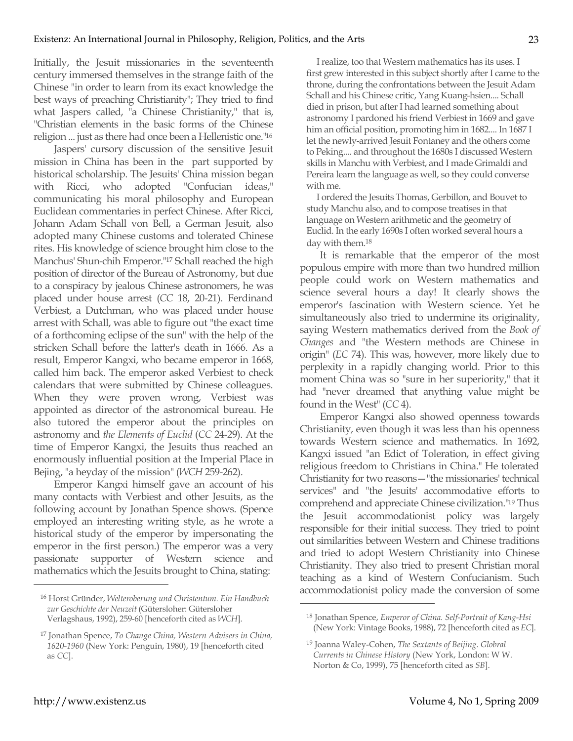Initially, the Jesuit missionaries in the seventeenth century immersed themselves in the strange faith of the Chinese "in order to learn from its exact knowledge the best ways of preaching Christianity"; They tried to find what Jaspers called, "a Chinese Christianity," that is, "Christian elements in the basic forms of the Chinese religion ... just as there had once been a Hellenistic one."[16]

Jaspers' cursory discussion of the sensitive Jesuit mission in China has been in the part supported by historical scholarship. The Jesuits' China mission began with Ricci, who adopted "Confucian ideas," communicating his moral philosophy and European Euclidean commentaries in perfect Chinese. After Ricci, Johann Adam Schall von Bell, a German Jesuit, also adopted many Chinese customs and tolerated Chinese rites. His knowledge of science brought him close to the Manchus' Shun-chih Emperor."[17] Schall reached the high position of director of the Bureau of Astronomy, but due to a conspiracy by jealous Chinese astronomers, he was placed under house arrest (*CC* 18, 20-21). Ferdinand Verbiest, a Dutchman, who was placed under house arrest with Schall, was able to figure out "the exact time of a forthcoming eclipse of the sun" with the help of the stricken Schall before the latter's death in 1666. As a result, Emperor Kangxi, who became emperor in 1668, called him back. The emperor asked Verbiest to check calendars that were submitted by Chinese colleagues. When they were proven wrong, Verbiest was appointed as director of the astronomical bureau. He also tutored the emperor about the principles on astronomy and *the Elements of Euclid* (*CC* 24-29). At the time of Emperor Kangxi, the Jesuits thus reached an enormously influential position at the Imperial Place in Bejing, "a heyday of the mission" (*WCH* 259-262).

Emperor Kangxi himself gave an account of his many contacts with Verbiest and other Jesuits, as the following account by Jonathan Spence shows. (Spence employed an interesting writing style, as he wrote a historical study of the emperor by impersonating the emperor in the first person.) The emperor was a very passionate supporter of Western science and mathematics which the Jesuits brought to China, stating:

> I realize, too that Western mathematics has its uses. I first grew interested in this subject shortly after I came to the throne, during the confrontations between the Jesuit Adam Schall and his Chinese critic, Yang Kuang-hsien.... Schall died in prison, but after I had learned something about astronomy I pardoned his friend Verbiest in 1669 and gave him an official position, promoting him in 1682.... In 1687 I let the newly-arrived Jesuit Fontaney and the others come to Peking.... and throughout the 1680s I discussed Western skills in Manchu with Verbiest, and I made Grimaldi and Pereira learn the language as well, so they could converse with me.
>
> I ordered the Jesuits Thomas, Gerbillon, and Bouvet to study Manchu also, and to compose treatises in that language on Western arithmetic and the geometry of Euclid. In the early 1690s I often worked several hours a day with them.[18]

It is remarkable that the emperor of the most populous empire with more than two hundred million people could work on Western mathematics and science several hours a day! It clearly shows the emperor's fascination with Western science. Yet he simultaneously also tried to undermine its originality, saying Western mathematics derived from the *Book of Changes* and "the Western methods are Chinese in origin" (*EC* 74). This was, however, more likely due to perplexity in a rapidly changing world. Prior to this moment China was so "sure in her superiority," that it had "never dreamed that anything value might be found in the West" (*CC* 4).

Emperor Kangxi also showed openness towards Christianity, even though it was less than his openness towards Western science and mathematics. In 1692, Kangxi issued "an Edict of Toleration, in effect giving religious freedom to Christians in China." He tolerated Christianity for two reasons—"the missionaries' technical services" and "the Jesuits' accommodative efforts to comprehend and appreciate Chinese civilization."[19] Thus the Jesuit accommodationist policy was largely responsible for their initial success. They tried to point out similarities between Western and Chinese traditions and tried to adopt Western Christianity into Chinese Christianity. They also tried to present Christian moral teaching as a kind of Western Confucianism. Such accommodationist policy made the conversion of some

---

[16] Horst Gründer, *Welteroberung und Christentum. Ein Handbuch zur Geschichte der Neuzeit* (Gütersloher: Gütersloher Verlagshaus, 1992), 259-60 [henceforth cited as *WCH*].

[17] Jonathan Spence, *To Change China, Western Advisers in China, 1620-1960* (New York: Penguin, 1980), 19 [henceforth cited as *CC*].

[18] Jonathan Spence, *Emperor of China. Self-Portrait of Kang-Hsi* (New York: Vintage Books, 1988), 72 [henceforth cited as *EC*].

[19] Joanna Waley-Cohen, *The Sextants of Beijing. Globral Currents in Chinese History* (New York, London: W W. Norton & Co, 1999), 75 [henceforth cited as *SB*].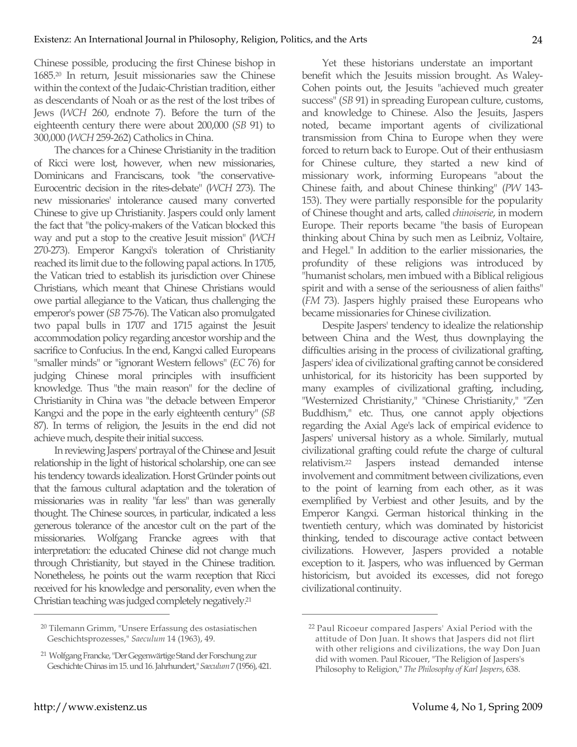Chinese possible, producing the first Chinese bishop in 1685.[20] In return, Jesuit missionaries saw the Chinese within the context of the Judaic-Christian tradition, either as descendants of Noah or as the rest of the lost tribes of Jews (*WCH* 260, endnote 7). Before the turn of the eighteenth century there were about 200,000 (*SB* 91) to 300,000 (*WCH* 259-262) Catholics in China.

The chances for a Chinese Christianity in the tradition of Ricci were lost, however, when new missionaries, Dominicans and Franciscans, took "the conservative-Eurocentric decision in the rites-debate" (*WCH* 273). The new missionaries' intolerance caused many converted Chinese to give up Christianity. Jaspers could only lament the fact that "the policy-makers of the Vatican blocked this way and put a stop to the creative Jesuit mission" (*WCH* 270-273). Emperor Kangxi's toleration of Christianity reached its limit due to the following papal actions. In 1705, the Vatican tried to establish its jurisdiction over Chinese Christians, which meant that Chinese Christians would owe partial allegiance to the Vatican, thus challenging the emperor's power (*SB* 75-76). The Vatican also promulgated two papal bulls in 1707 and 1715 against the Jesuit accommodation policy regarding ancestor worship and the sacrifice to Confucius. In the end, Kangxi called Europeans "smaller minds" or "ignorant Western fellows" (*EC* 76) for judging Chinese moral principles with insufficient knowledge. Thus "the main reason" for the decline of Christianity in China was "the debacle between Emperor Kangxi and the pope in the early eighteenth century" (*SB* 87). In terms of religion, the Jesuits in the end did not achieve much, despite their initial success.

In reviewing Jaspers' portrayal of the Chinese and Jesuit relationship in the light of historical scholarship, one can see his tendency towards idealization. Horst Gründer points out that the famous cultural adaptation and the toleration of missionaries was in reality "far less" than was generally thought. The Chinese sources, in particular, indicated a less generous tolerance of the ancestor cult on the part of the missionaries. Wolfgang Francke agrees with that interpretation: the educated Chinese did not change much through Christianity, but stayed in the Chinese tradition. Nonetheless, he points out the warm reception that Ricci received for his knowledge and personality, even when the Christian teaching was judged completely negatively.[21]

Yet these historians understate an important benefit which the Jesuits mission brought. As Waley-Cohen points out, the Jesuits "achieved much greater success" (*SB* 91) in spreading European culture, customs, and knowledge to Chinese. Also the Jesuits, Jaspers noted, became important agents of civilizational transmission from China to Europe when they were forced to return back to Europe. Out of their enthusiasm for Chinese culture, they started a new kind of missionary work, informing Europeans "about the Chinese faith, and about Chinese thinking" (*PW* 143-153). They were partially responsible for the popularity of Chinese thought and arts, called *chinoiserie*, in modern Europe. Their reports became "the basis of European thinking about China by such men as Leibniz, Voltaire, and Hegel." In addition to the earlier missionaries, the profundity of these religions was introduced by "humanist scholars, men imbued with a Biblical religious spirit and with a sense of the seriousness of alien faiths" (*FM* 73). Jaspers highly praised these Europeans who became missionaries for Chinese civilization.

Despite Jaspers' tendency to idealize the relationship between China and the West, thus downplaying the difficulties arising in the process of civilizational grafting, Jaspers' idea of civilizational grafting cannot be considered unhistorical, for its historicity has been supported by many examples of civilizational grafting, including, "Westernized Christianity," "Chinese Christianity," "Zen Buddhism," etc. Thus, one cannot apply objections regarding the Axial Age's lack of empirical evidence to Jaspers' universal history as a whole. Similarly, mutual civilizational grafting could refute the charge of cultural relativism.[22] Jaspers instead demanded intense involvement and commitment between civilizations, even to the point of learning from each other, as it was exemplified by Verbiest and other Jesuits, and by the Emperor Kangxi. German historical thinking in the twentieth century, which was dominated by historicist thinking, tended to discourage active contact between civilizations. However, Jaspers provided a notable exception to it. Jaspers, who was influenced by German historicism, but avoided its excesses, did not forego civilizational continuity.

---

[20] Tilemann Grimm, "Unsere Erfassung des ostasiatischen Geschichtsprozesses," *Saeculum* 14 (1963), 49.

[21] Wolfgang Francke, "Der Gegenwärtige Stand der Forschung zur Geschichte Chinas im 15. und 16. Jahrhundert," *Saeculum* 7 (1956), 421.

[22] Paul Ricoeur compared Jaspers' Axial Period with the attitude of Don Juan. It shows that Jaspers did not flirt with other religions and civilizations, the way Don Juan did with women. Paul Ricouer, "The Religion of Jaspers's Philosophy to Religion," *The Philosophy of Karl Jaspers*, 638.